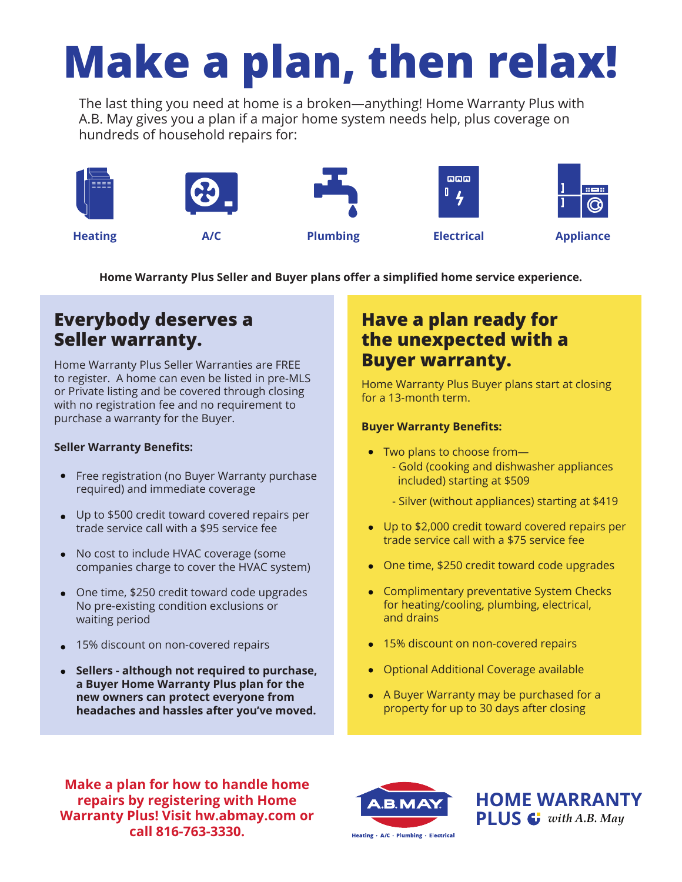# Make a plan, then relax!

The last thing you need at home is a broken—anything! Home Warranty Plus with A.B. May gives you a plan if a major home system needs help, plus coverage on hundreds of household repairs for:

Heating

A/C

Plumbing

Electrical

Appliance

**Home Warranty Plus Seller and Buyer plans offer a simplified home service experience.**

## Everybody deserves a Seller warranty.

Home Warranty Plus Seller Warranties are FREE to register. A home can even be listed in pre-MLS or Private listing and be covered through closing with no registration fee and no requirement to purchase a warranty for the Buyer.

**Seller Warranty Benefits:**

- Free registration (no Buyer Warranty purchase required) and immediate coverage
- Up to $500 credit toward covered repairs per trade service call with a $95 service fee
- No cost to include HVAC coverage (some companies charge to cover the HVAC system)
- One time, $250 credit toward code upgrades No pre-existing condition exclusions or waiting period
- 15% discount on non-covered repairs
- **Sellers - although not required to purchase, a Buyer Home Warranty Plus plan for the new owners can protect everyone from headaches and hassles after you've moved.**

## Have a plan ready for the unexpected with a Buyer warranty.

Home Warranty Plus Buyer plans start at closing for a 13-month term.

**Buyer Warranty Benefits:**

- Two plans to choose from—
  - Gold (cooking and dishwasher appliances included) starting at $509
  - Silver (without appliances) starting at $419
- Up to $2,000 credit toward covered repairs per trade service call with a $75 service fee
- One time, $250 credit toward code upgrades
- Complimentary preventative System Checks for heating/cooling, plumbing, electrical, and drains
- 15% discount on non-covered repairs
- Optional Additional Coverage available
- A Buyer Warranty may be purchased for a property for up to 30 days after closing

**Make a plan for how to handle home repairs by registering with Home Warranty Plus! Visit hw.abmay.com or call 816-763-3330.**

A.B. MAY
Heating · A/C · Plumbing · Electrical

HOME WARRANTY PLUS *with A.B. May*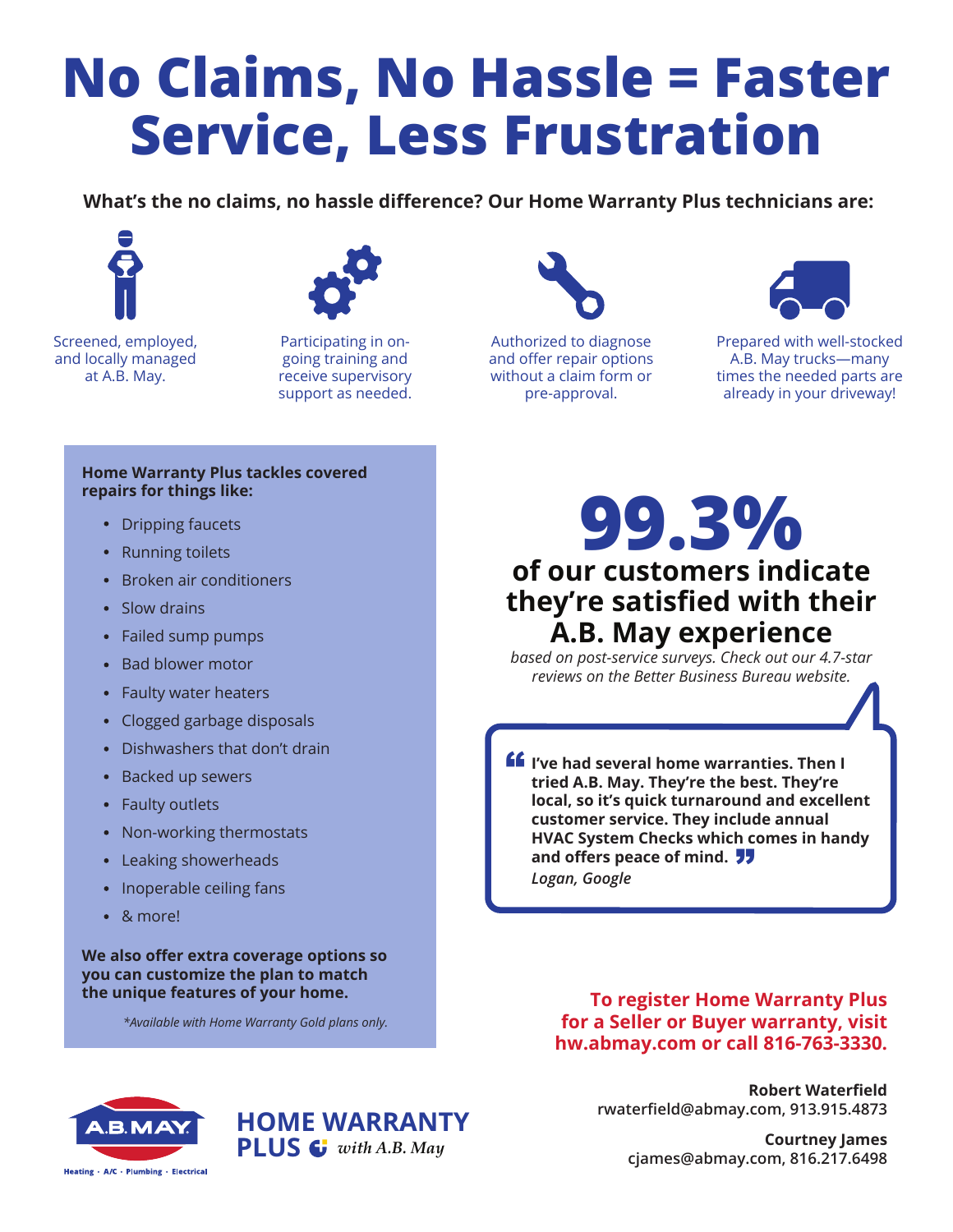# No Claims, No Hassle = Faster Service, Less Frustration

**What's the no claims, no hassle difference? Our Home Warranty Plus technicians are:**

Screened, employed, and locally managed at A.B. May.

Participating in on-going training and receive supervisory support as needed.

Authorized to diagnose and offer repair options without a claim form or pre-approval.

Prepared with well-stocked A.B. May trucks—many times the needed parts are already in your driveway!

**Home Warranty Plus tackles covered repairs for things like:**

- Dripping faucets
- Running toilets
- Broken air conditioners
- Slow drains
- Failed sump pumps
- Bad blower motor
- Faulty water heaters
- Clogged garbage disposals
- Dishwashers that don't drain
- Backed up sewers
- Faulty outlets
- Non-working thermostats
- Leaking showerheads
- Inoperable ceiling fans
- & more!

**We also offer extra coverage options so you can customize the plan to match the unique features of your home.**

*\*Available with Home Warranty Gold plans only.*

## 99.3%

## of our customers indicate they're satisfied with their A.B. May experience

*based on post-service surveys. Check out our 4.7-star reviews on the Better Business Bureau website.*

> **"I've had several home warranties. Then I tried A.B. May. They're the best. They're local, so it's quick turnaround and excellent customer service. They include annual HVAC System Checks which comes in handy and offers peace of mind."**
>
> *Logan, Google*

**To register Home Warranty Plus for a Seller or Buyer warranty, visit hw.abmay.com or call 816-763-3330.**

**Robert Waterfield**
rwaterfield@abmay.com, 913.915.4873

**Courtney James**
cjames@abmay.com, 816.217.6498

A.B. MAY
Heating · A/C · Plumbing · Electrical

HOME WARRANTY PLUS *with A.B. May*